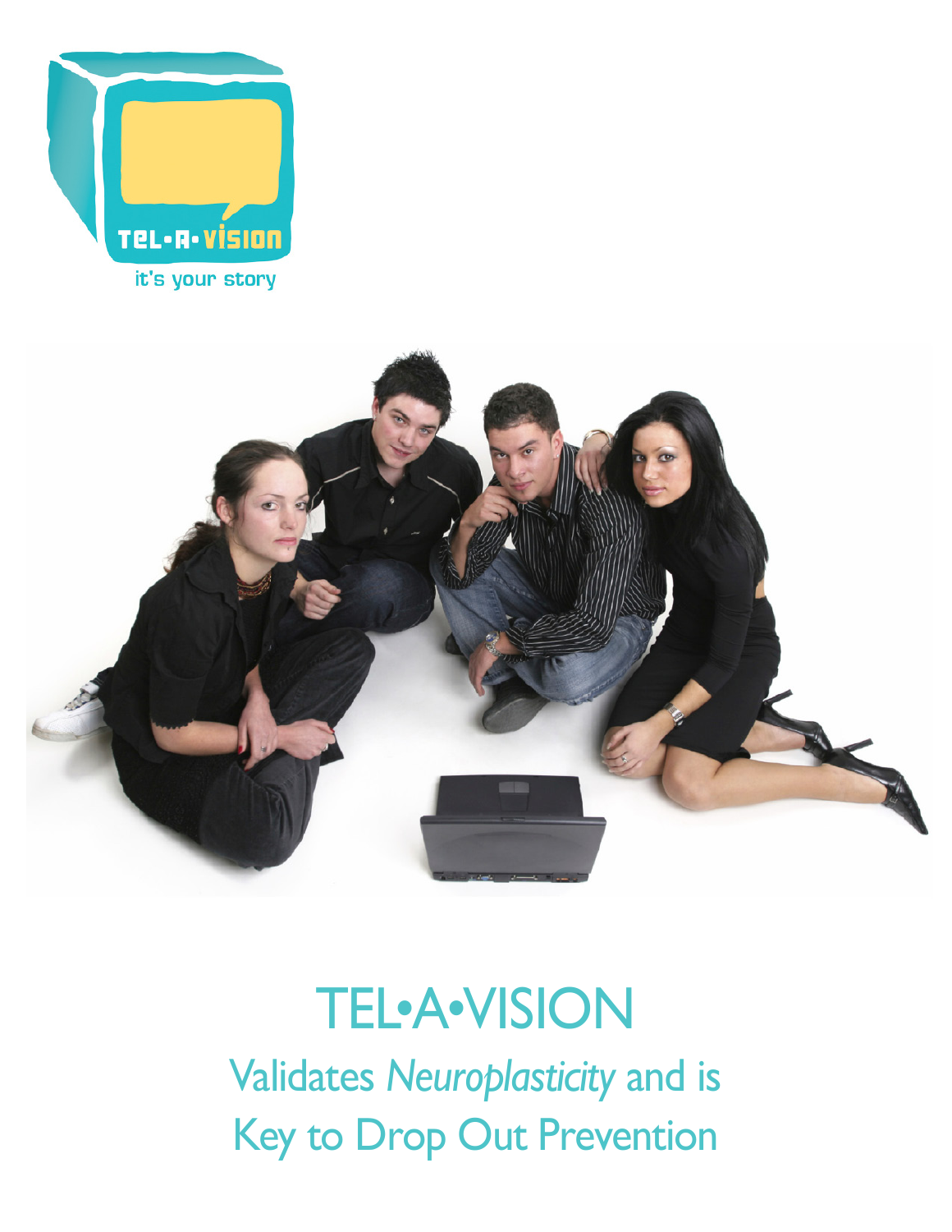TEL•A•VISION

it's your story

# TEL•A•VISION

## Validates *Neuroplasticity* and is Key to Drop Out Prevention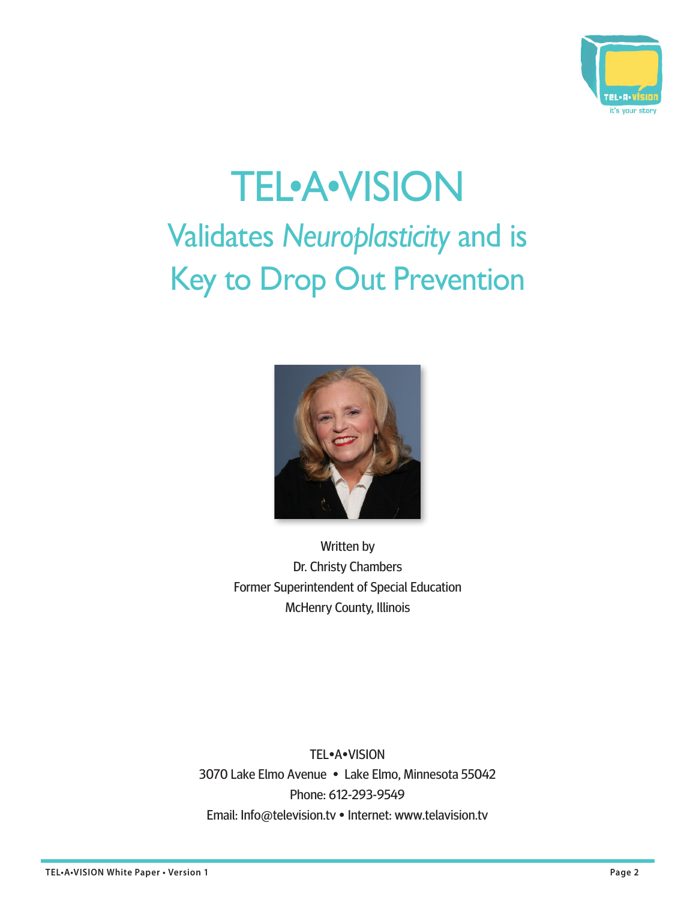# TEL•A•VISION

## Validates *Neuroplasticity* and is Key to Drop Out Prevention

Written by
Dr. Christy Chambers
Former Superintendent of Special Education
McHenry County, Illinois

TEL•A•VISION
3070 Lake Elmo Avenue • Lake Elmo, Minnesota 55042
Phone: 612-293-9549
Email: Info@television.tv • Internet: www.telavision.tv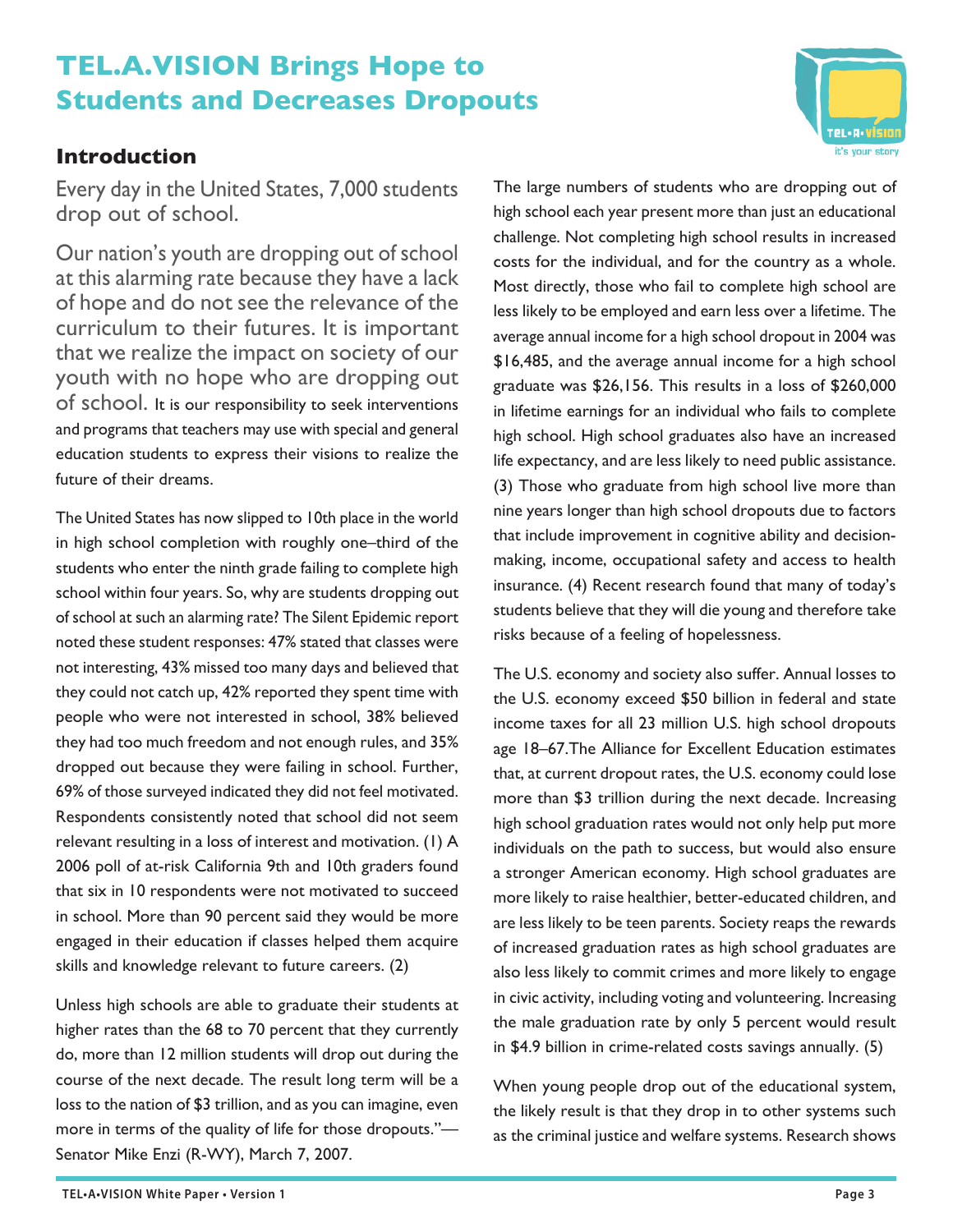# TEL.A.VISION Brings Hope to Students and Decreases Dropouts

## Introduction

Every day in the United States, 7,000 students drop out of school.

Our nation's youth are dropping out of school at this alarming rate because they have a lack of hope and do not see the relevance of the curriculum to their futures. It is important that we realize the impact on society of our youth with no hope who are dropping out of school. It is our responsibility to seek interventions and programs that teachers may use with special and general education students to express their visions to realize the future of their dreams.

The United States has now slipped to 10th place in the world in high school completion with roughly one–third of the students who enter the ninth grade failing to complete high school within four years. So, why are students dropping out of school at such an alarming rate? The Silent Epidemic report noted these student responses: 47% stated that classes were not interesting, 43% missed too many days and believed that they could not catch up, 42% reported they spent time with people who were not interested in school, 38% believed they had too much freedom and not enough rules, and 35% dropped out because they were failing in school. Further, 69% of those surveyed indicated they did not feel motivated. Respondents consistently noted that school did not seem relevant resulting in a loss of interest and motivation. (1) A 2006 poll of at-risk California 9th and 10th graders found that six in 10 respondents were not motivated to succeed in school. More than 90 percent said they would be more engaged in their education if classes helped them acquire skills and knowledge relevant to future careers. (2)

Unless high schools are able to graduate their students at higher rates than the 68 to 70 percent that they currently do, more than 12 million students will drop out during the course of the next decade. The result long term will be a loss to the nation of $3 trillion, and as you can imagine, even more in terms of the quality of life for those dropouts."— Senator Mike Enzi (R-WY), March 7, 2007.

The large numbers of students who are dropping out of high school each year present more than just an educational challenge. Not completing high school results in increased costs for the individual, and for the country as a whole. Most directly, those who fail to complete high school are less likely to be employed and earn less over a lifetime. The average annual income for a high school dropout in 2004 was $16,485, and the average annual income for a high school graduate was $26,156. This results in a loss of $260,000 in lifetime earnings for an individual who fails to complete high school. High school graduates also have an increased life expectancy, and are less likely to need public assistance. (3) Those who graduate from high school live more than nine years longer than high school dropouts due to factors that include improvement in cognitive ability and decision-making, income, occupational safety and access to health insurance. (4) Recent research found that many of today's students believe that they will die young and therefore take risks because of a feeling of hopelessness.

The U.S. economy and society also suffer. Annual losses to the U.S. economy exceed $50 billion in federal and state income taxes for all 23 million U.S. high school dropouts age 18–67.The Alliance for Excellent Education estimates that, at current dropout rates, the U.S. economy could lose more than $3 trillion during the next decade. Increasing high school graduation rates would not only help put more individuals on the path to success, but would also ensure a stronger American economy. High school graduates are more likely to raise healthier, better-educated children, and are less likely to be teen parents. Society reaps the rewards of increased graduation rates as high school graduates are also less likely to commit crimes and more likely to engage in civic activity, including voting and volunteering. Increasing the male graduation rate by only 5 percent would result in $4.9 billion in crime-related costs savings annually. (5)

When young people drop out of the educational system, the likely result is that they drop in to other systems such as the criminal justice and welfare systems. Research shows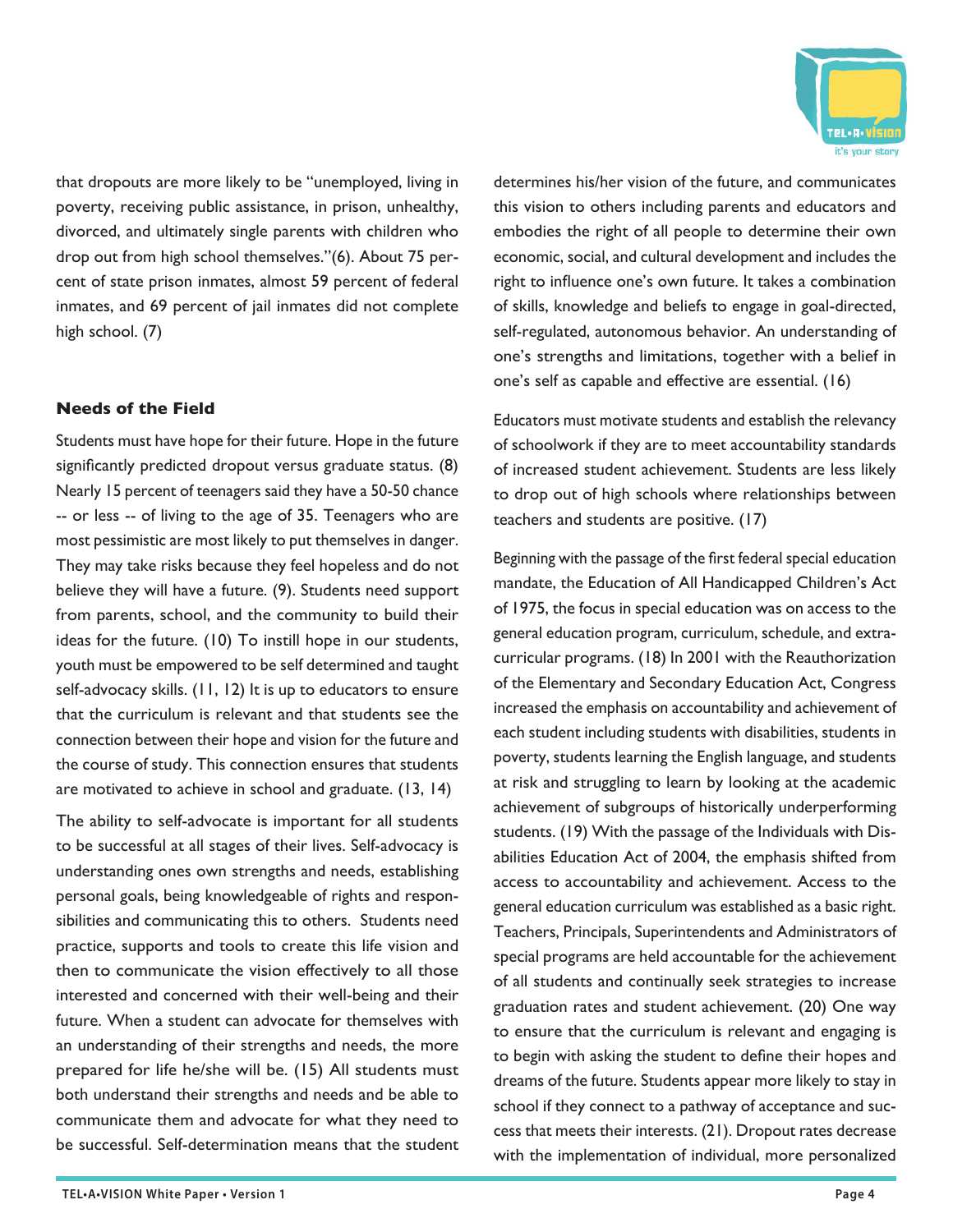that dropouts are more likely to be "unemployed, living in poverty, receiving public assistance, in prison, unhealthy, divorced, and ultimately single parents with children who drop out from high school themselves."(6). About 75 percent of state prison inmates, almost 59 percent of federal inmates, and 69 percent of jail inmates did not complete high school. (7)

## Needs of the Field

Students must have hope for their future. Hope in the future significantly predicted dropout versus graduate status. (8) Nearly 15 percent of teenagers said they have a 50-50 chance -- or less -- of living to the age of 35. Teenagers who are most pessimistic are most likely to put themselves in danger. They may take risks because they feel hopeless and do not believe they will have a future. (9). Students need support from parents, school, and the community to build their ideas for the future. (10) To instill hope in our students, youth must be empowered to be self determined and taught self-advocacy skills. (11, 12) It is up to educators to ensure that the curriculum is relevant and that students see the connection between their hope and vision for the future and the course of study. This connection ensures that students are motivated to achieve in school and graduate. (13, 14)

The ability to self-advocate is important for all students to be successful at all stages of their lives. Self-advocacy is understanding ones own strengths and needs, establishing personal goals, being knowledgeable of rights and responsibilities and communicating this to others. Students need practice, supports and tools to create this life vision and then to communicate the vision effectively to all those interested and concerned with their well-being and their future. When a student can advocate for themselves with an understanding of their strengths and needs, the more prepared for life he/she will be. (15) All students must both understand their strengths and needs and be able to communicate them and advocate for what they need to be successful. Self-determination means that the student determines his/her vision of the future, and communicates this vision to others including parents and educators and embodies the right of all people to determine their own economic, social, and cultural development and includes the right to influence one's own future. It takes a combination of skills, knowledge and beliefs to engage in goal-directed, self-regulated, autonomous behavior. An understanding of one's strengths and limitations, together with a belief in one's self as capable and effective are essential. (16)

Educators must motivate students and establish the relevancy of schoolwork if they are to meet accountability standards of increased student achievement. Students are less likely to drop out of high schools where relationships between teachers and students are positive. (17)

Beginning with the passage of the first federal special education mandate, the Education of All Handicapped Children's Act of 1975, the focus in special education was on access to the general education program, curriculum, schedule, and extra-curricular programs. (18) In 2001 with the Reauthorization of the Elementary and Secondary Education Act, Congress increased the emphasis on accountability and achievement of each student including students with disabilities, students in poverty, students learning the English language, and students at risk and struggling to learn by looking at the academic achievement of subgroups of historically underperforming students. (19) With the passage of the Individuals with Disabilities Education Act of 2004, the emphasis shifted from access to accountability and achievement. Access to the general education curriculum was established as a basic right. Teachers, Principals, Superintendents and Administrators of special programs are held accountable for the achievement of all students and continually seek strategies to increase graduation rates and student achievement. (20) One way to ensure that the curriculum is relevant and engaging is to begin with asking the student to define their hopes and dreams of the future. Students appear more likely to stay in school if they connect to a pathway of acceptance and success that meets their interests. (21). Dropout rates decrease with the implementation of individual, more personalized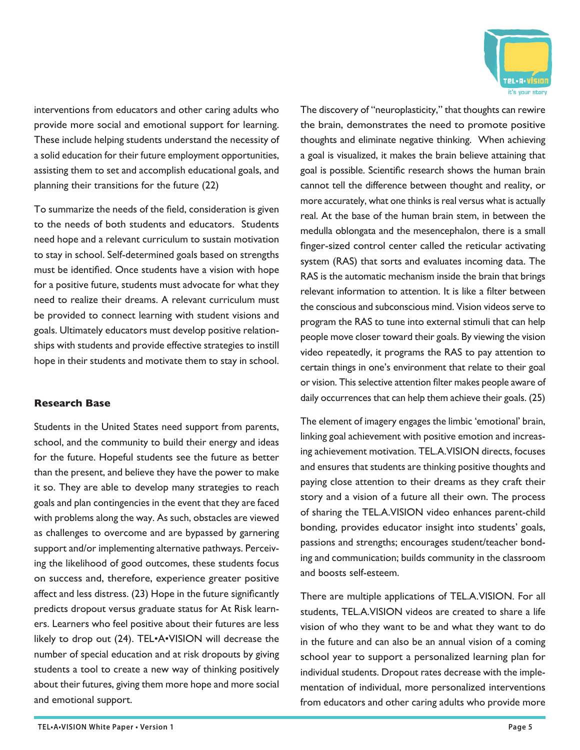interventions from educators and other caring adults who provide more social and emotional support for learning. These include helping students understand the necessity of a solid education for their future employment opportunities, assisting them to set and accomplish educational goals, and planning their transitions for the future (22)

To summarize the needs of the field, consideration is given to the needs of both students and educators. Students need hope and a relevant curriculum to sustain motivation to stay in school. Self-determined goals based on strengths must be identified. Once students have a vision with hope for a positive future, students must advocate for what they need to realize their dreams. A relevant curriculum must be provided to connect learning with student visions and goals. Ultimately educators must develop positive relationships with students and provide effective strategies to instill hope in their students and motivate them to stay in school.

### Research Base

Students in the United States need support from parents, school, and the community to build their energy and ideas for the future. Hopeful students see the future as better than the present, and believe they have the power to make it so. They are able to develop many strategies to reach goals and plan contingencies in the event that they are faced with problems along the way. As such, obstacles are viewed as challenges to overcome and are bypassed by garnering support and/or implementing alternative pathways. Perceiving the likelihood of good outcomes, these students focus on success and, therefore, experience greater positive affect and less distress. (23) Hope in the future significantly predicts dropout versus graduate status for At Risk learners. Learners who feel positive about their futures are less likely to drop out (24). TEL•A•VISION will decrease the number of special education and at risk dropouts by giving students a tool to create a new way of thinking positively about their futures, giving them more hope and more social and emotional support.

The discovery of "neuroplasticity," that thoughts can rewire the brain, demonstrates the need to promote positive thoughts and eliminate negative thinking. When achieving a goal is visualized, it makes the brain believe attaining that goal is possible. Scientific research shows the human brain cannot tell the difference between thought and reality, or more accurately, what one thinks is real versus what is actually real. At the base of the human brain stem, in between the medulla oblongata and the mesencephalon, there is a small finger-sized control center called the reticular activating system (RAS) that sorts and evaluates incoming data. The RAS is the automatic mechanism inside the brain that brings relevant information to attention. It is like a filter between the conscious and subconscious mind. Vision videos serve to program the RAS to tune into external stimuli that can help people move closer toward their goals. By viewing the vision video repeatedly, it programs the RAS to pay attention to certain things in one's environment that relate to their goal or vision. This selective attention filter makes people aware of daily occurrences that can help them achieve their goals. (25)

The element of imagery engages the limbic 'emotional' brain, linking goal achievement with positive emotion and increasing achievement motivation. TEL.A.VISION directs, focuses and ensures that students are thinking positive thoughts and paying close attention to their dreams as they craft their story and a vision of a future all their own. The process of sharing the TEL.A.VISION video enhances parent-child bonding, provides educator insight into students' goals, passions and strengths; encourages student/teacher bonding and communication; builds community in the classroom and boosts self-esteem.

There are multiple applications of TEL.A.VISION. For all students, TEL.A.VISION videos are created to share a life vision of who they want to be and what they want to do in the future and can also be an annual vision of a coming school year to support a personalized learning plan for individual students. Dropout rates decrease with the implementation of individual, more personalized interventions from educators and other caring adults who provide more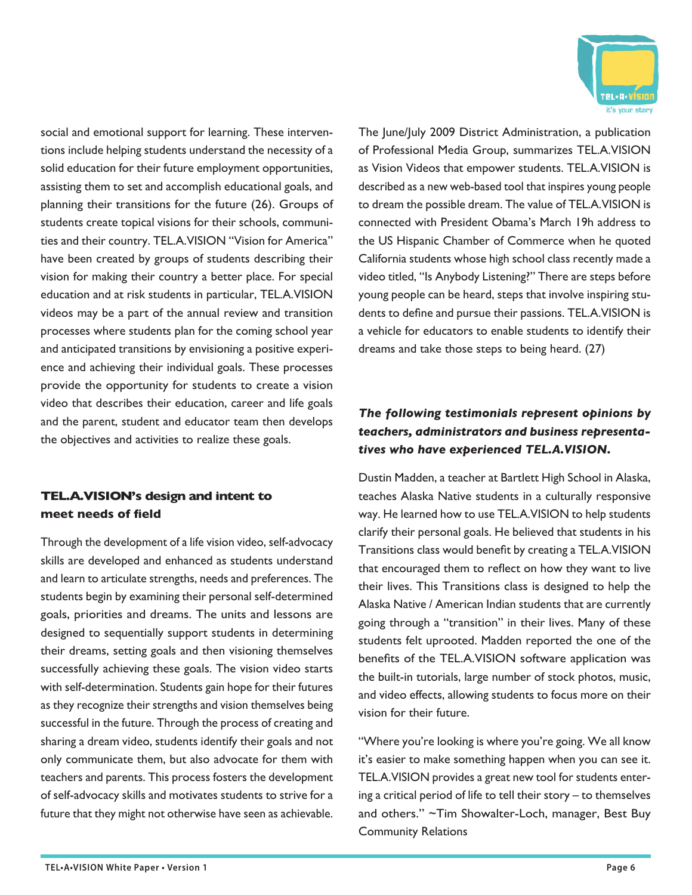social and emotional support for learning. These interventions include helping students understand the necessity of a solid education for their future employment opportunities, assisting them to set and accomplish educational goals, and planning their transitions for the future (26). Groups of students create topical visions for their schools, communities and their country. TEL.A.VISION "Vision for America" have been created by groups of students describing their vision for making their country a better place. For special education and at risk students in particular, TEL.A.VISION videos may be a part of the annual review and transition processes where students plan for the coming school year and anticipated transitions by envisioning a positive experience and achieving their individual goals. These processes provide the opportunity for students to create a vision video that describes their education, career and life goals and the parent, student and educator team then develops the objectives and activities to realize these goals.

### TEL.A.VISION's design and intent to meet needs of field

Through the development of a life vision video, self-advocacy skills are developed and enhanced as students understand and learn to articulate strengths, needs and preferences. The students begin by examining their personal self-determined goals, priorities and dreams. The units and lessons are designed to sequentially support students in determining their dreams, setting goals and then visioning themselves successfully achieving these goals. The vision video starts with self-determination. Students gain hope for their futures as they recognize their strengths and vision themselves being successful in the future. Through the process of creating and sharing a dream video, students identify their goals and not only communicate them, but also advocate for them with teachers and parents. This process fosters the development of self-advocacy skills and motivates students to strive for a future that they might not otherwise have seen as achievable.

The June/July 2009 District Administration, a publication of Professional Media Group, summarizes TEL.A.VISION as Vision Videos that empower students. TEL.A.VISION is described as a new web-based tool that inspires young people to dream the possible dream. The value of TEL.A.VISION is connected with President Obama's March 19h address to the US Hispanic Chamber of Commerce when he quoted California students whose high school class recently made a video titled, "Is Anybody Listening?" There are steps before young people can be heard, steps that involve inspiring students to define and pursue their passions. TEL.A.VISION is a vehicle for educators to enable students to identify their dreams and take those steps to being heard. (27)

***The following testimonials represent opinions by teachers, administrators and business representatives who have experienced TEL.A.VISION.***

Dustin Madden, a teacher at Bartlett High School in Alaska, teaches Alaska Native students in a culturally responsive way. He learned how to use TEL.A.VISION to help students clarify their personal goals. He believed that students in his Transitions class would benefit by creating a TEL.A.VISION that encouraged them to reflect on how they want to live their lives. This Transitions class is designed to help the Alaska Native / American Indian students that are currently going through a "transition" in their lives. Many of these students felt uprooted. Madden reported the one of the benefits of the TEL.A.VISION software application was the built-in tutorials, large number of stock photos, music, and video effects, allowing students to focus more on their vision for their future.

"Where you're looking is where you're going. We all know it's easier to make something happen when you can see it. TEL.A.VISION provides a great new tool for students entering a critical period of life to tell their story – to themselves and others." ~Tim Showalter-Loch, manager, Best Buy Community Relations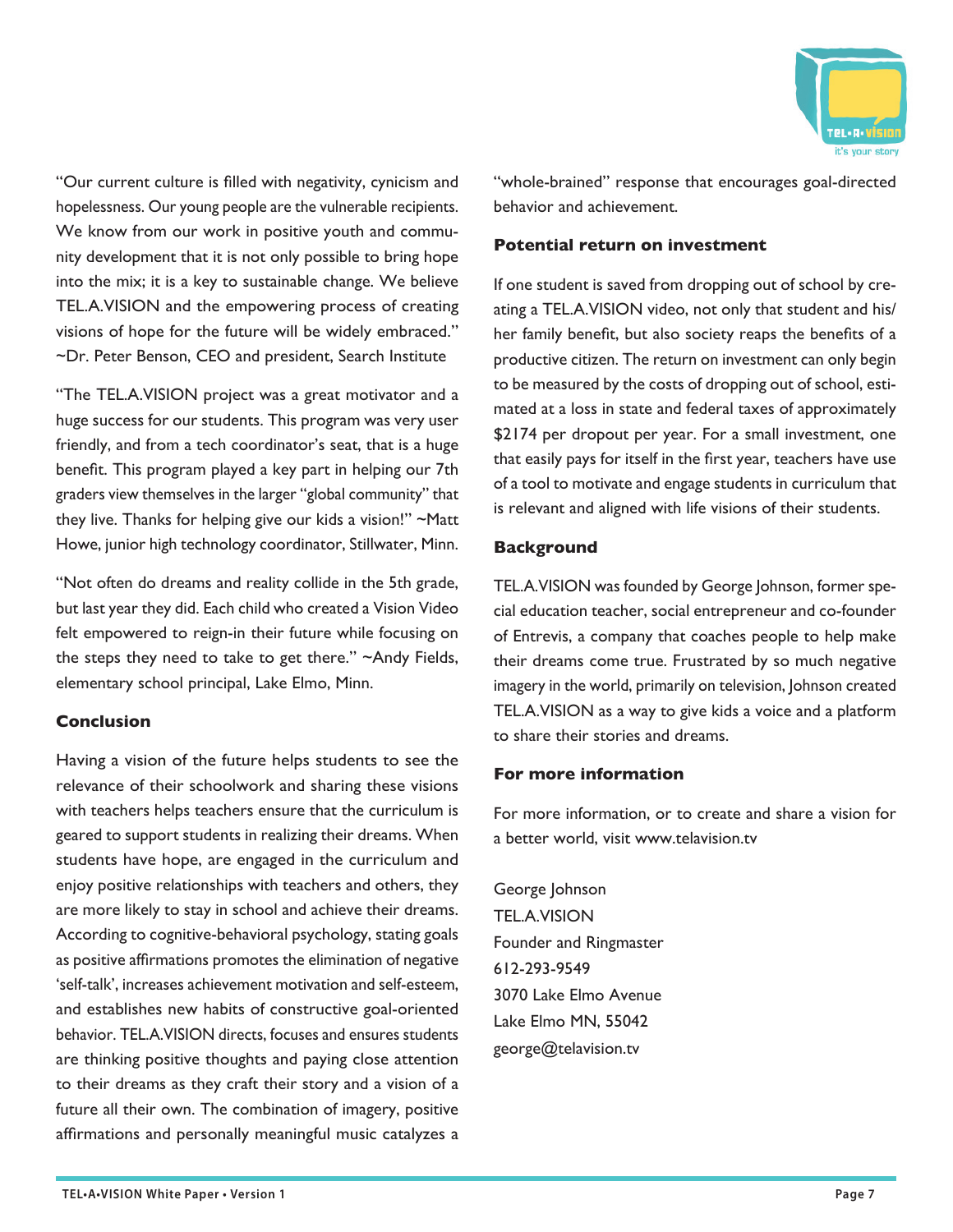"Our current culture is filled with negativity, cynicism and hopelessness. Our young people are the vulnerable recipients. We know from our work in positive youth and community development that it is not only possible to bring hope into the mix; it is a key to sustainable change. We believe TEL.A.VISION and the empowering process of creating visions of hope for the future will be widely embraced." ~Dr. Peter Benson, CEO and president, Search Institute

"The TEL.A.VISION project was a great motivator and a huge success for our students. This program was very user friendly, and from a tech coordinator's seat, that is a huge benefit. This program played a key part in helping our 7th graders view themselves in the larger "global community" that they live. Thanks for helping give our kids a vision!" ~Matt Howe, junior high technology coordinator, Stillwater, Minn.

"Not often do dreams and reality collide in the 5th grade, but last year they did. Each child who created a Vision Video felt empowered to reign-in their future while focusing on the steps they need to take to get there." ~Andy Fields, elementary school principal, Lake Elmo, Minn.

## Conclusion

Having a vision of the future helps students to see the relevance of their schoolwork and sharing these visions with teachers helps teachers ensure that the curriculum is geared to support students in realizing their dreams. When students have hope, are engaged in the curriculum and enjoy positive relationships with teachers and others, they are more likely to stay in school and achieve their dreams. According to cognitive-behavioral psychology, stating goals as positive affirmations promotes the elimination of negative 'self-talk', increases achievement motivation and self-esteem, and establishes new habits of constructive goal-oriented behavior. TEL.A.VISION directs, focuses and ensures students are thinking positive thoughts and paying close attention to their dreams as they craft their story and a vision of a future all their own. The combination of imagery, positive affirmations and personally meaningful music catalyzes a "whole-brained" response that encourages goal-directed behavior and achievement.

## Potential return on investment

If one student is saved from dropping out of school by creating a TEL.A.VISION video, not only that student and his/her family benefit, but also society reaps the benefits of a productive citizen. The return on investment can only begin to be measured by the costs of dropping out of school, estimated at a loss in state and federal taxes of approximately $2174 per dropout per year. For a small investment, one that easily pays for itself in the first year, teachers have use of a tool to motivate and engage students in curriculum that is relevant and aligned with life visions of their students.

## Background

TEL.A.VISION was founded by George Johnson, former special education teacher, social entrepreneur and co-founder of Entrevis, a company that coaches people to help make their dreams come true. Frustrated by so much negative imagery in the world, primarily on television, Johnson created TEL.A.VISION as a way to give kids a voice and a platform to share their stories and dreams.

## For more information

For more information, or to create and share a vision for a better world, visit www.telavision.tv

George Johnson
TEL.A.VISION
Founder and Ringmaster
612-293-9549
3070 Lake Elmo Avenue
Lake Elmo MN, 55042
george@telavision.tv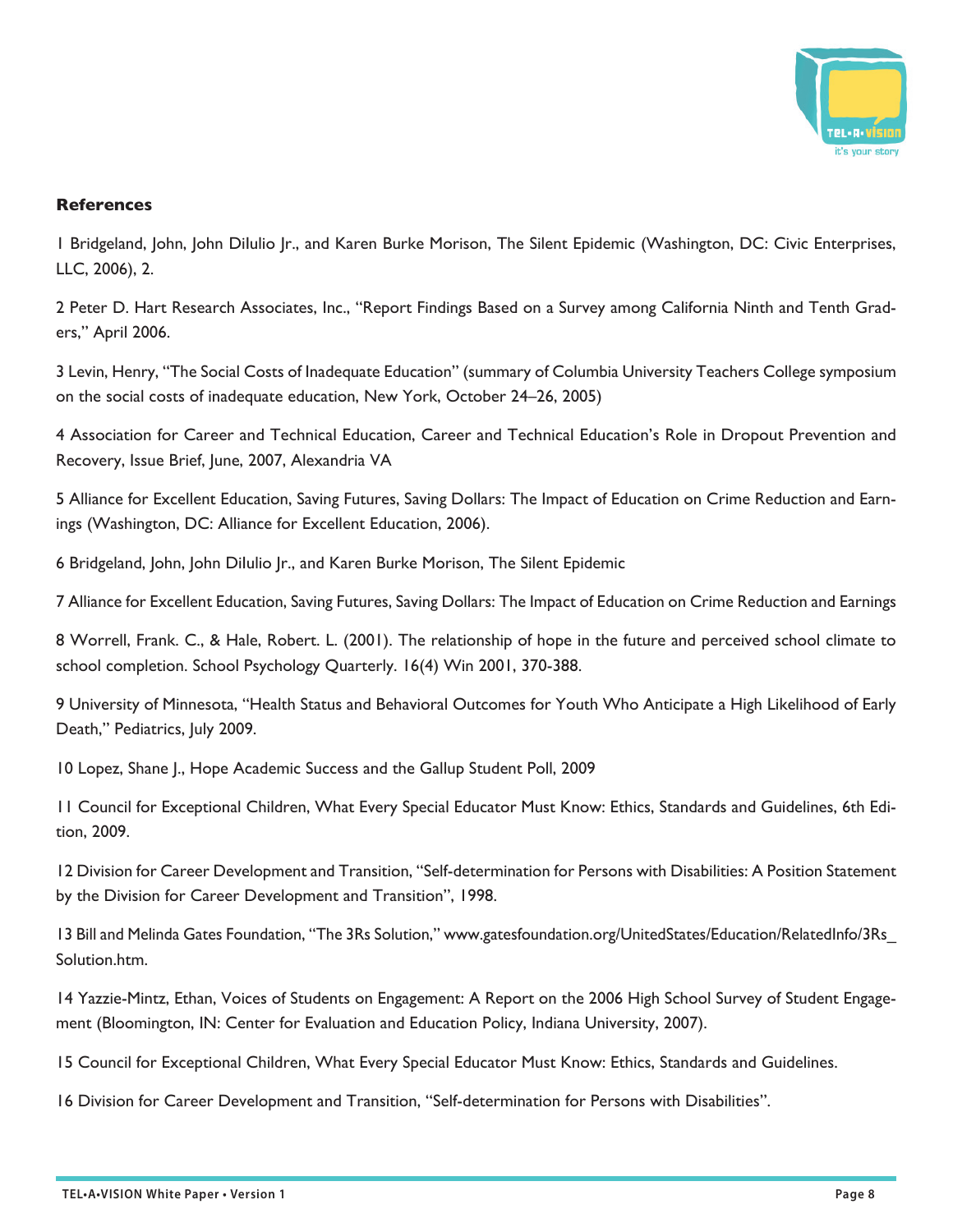**References**

1 Bridgeland, John, John DiIulio Jr., and Karen Burke Morison, The Silent Epidemic (Washington, DC: Civic Enterprises, LLC, 2006), 2.

2 Peter D. Hart Research Associates, Inc., "Report Findings Based on a Survey among California Ninth and Tenth Graders," April 2006.

3 Levin, Henry, "The Social Costs of Inadequate Education" (summary of Columbia University Teachers College symposium on the social costs of inadequate education, New York, October 24–26, 2005)

4 Association for Career and Technical Education, Career and Technical Education's Role in Dropout Prevention and Recovery, Issue Brief, June, 2007, Alexandria VA

5 Alliance for Excellent Education, Saving Futures, Saving Dollars: The Impact of Education on Crime Reduction and Earnings (Washington, DC: Alliance for Excellent Education, 2006).

6 Bridgeland, John, John DiIulio Jr., and Karen Burke Morison, The Silent Epidemic

7 Alliance for Excellent Education, Saving Futures, Saving Dollars: The Impact of Education on Crime Reduction and Earnings

8 Worrell, Frank. C., & Hale, Robert. L. (2001). The relationship of hope in the future and perceived school climate to school completion. School Psychology Quarterly. 16(4) Win 2001, 370-388.

9 University of Minnesota, "Health Status and Behavioral Outcomes for Youth Who Anticipate a High Likelihood of Early Death," Pediatrics, July 2009.

10 Lopez, Shane J., Hope Academic Success and the Gallup Student Poll, 2009

11 Council for Exceptional Children, What Every Special Educator Must Know: Ethics, Standards and Guidelines, 6th Edition, 2009.

12 Division for Career Development and Transition, "Self-determination for Persons with Disabilities: A Position Statement by the Division for Career Development and Transition", 1998.

13 Bill and Melinda Gates Foundation, "The 3Rs Solution," www.gatesfoundation.org/UnitedStates/Education/RelatedInfo/3Rs_Solution.htm.

14 Yazzie-Mintz, Ethan, Voices of Students on Engagement: A Report on the 2006 High School Survey of Student Engagement (Bloomington, IN: Center for Evaluation and Education Policy, Indiana University, 2007).

15 Council for Exceptional Children, What Every Special Educator Must Know: Ethics, Standards and Guidelines.

16 Division for Career Development and Transition, "Self-determination for Persons with Disabilities".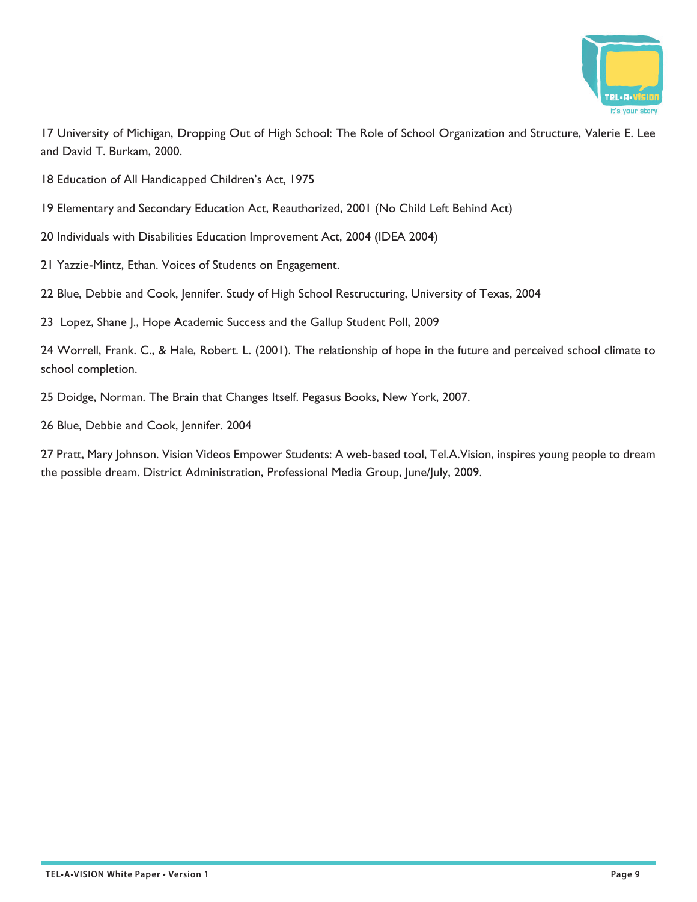17 University of Michigan, Dropping Out of High School: The Role of School Organization and Structure, Valerie E. Lee and David T. Burkam, 2000.

18 Education of All Handicapped Children's Act, 1975

19 Elementary and Secondary Education Act, Reauthorized, 2001 (No Child Left Behind Act)

20 Individuals with Disabilities Education Improvement Act, 2004 (IDEA 2004)

21 Yazzie-Mintz, Ethan. Voices of Students on Engagement.

22 Blue, Debbie and Cook, Jennifer. Study of High School Restructuring, University of Texas, 2004

23 Lopez, Shane J., Hope Academic Success and the Gallup Student Poll, 2009

24 Worrell, Frank. C., & Hale, Robert. L. (2001). The relationship of hope in the future and perceived school climate to school completion.

25 Doidge, Norman. The Brain that Changes Itself. Pegasus Books, New York, 2007.

26 Blue, Debbie and Cook, Jennifer. 2004

27 Pratt, Mary Johnson. Vision Videos Empower Students: A web-based tool, Tel.A.Vision, inspires young people to dream the possible dream. District Administration, Professional Media Group, June/July, 2009.